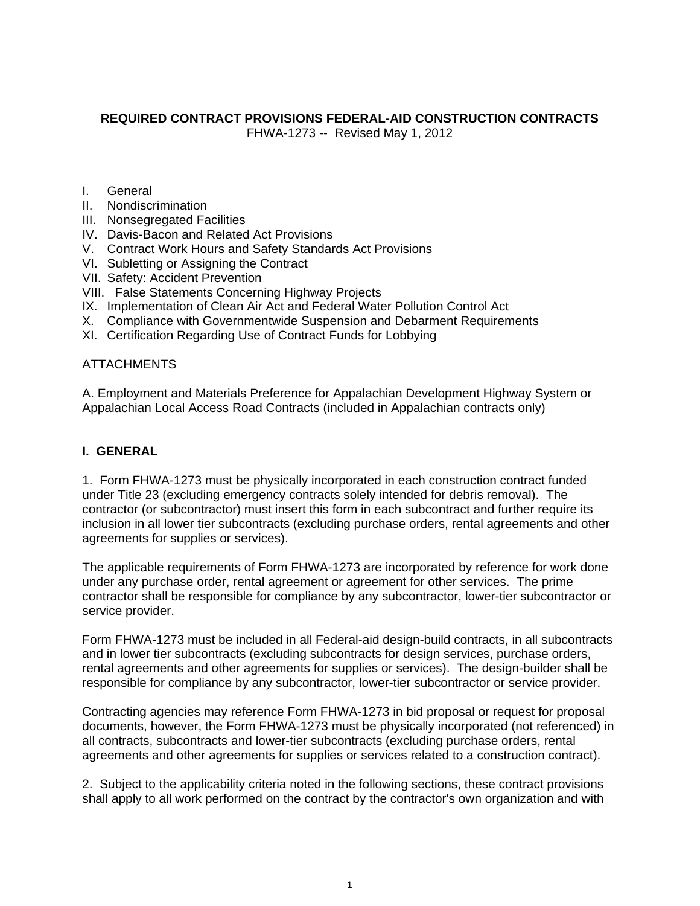**REQUIRED CONTRACT PROVISIONS FEDERAL-AID CONSTRUCTION CONTRACTS**

FHWA-1273 -- Revised May 1, 2012

I. General
II. Nondiscrimination
III. Nonsegregated Facilities
IV. Davis-Bacon and Related Act Provisions
V. Contract Work Hours and Safety Standards Act Provisions
VI. Subletting or Assigning the Contract
VII. Safety: Accident Prevention
VIII. False Statements Concerning Highway Projects
IX. Implementation of Clean Air Act and Federal Water Pollution Control Act
X. Compliance with Governmentwide Suspension and Debarment Requirements
XI. Certification Regarding Use of Contract Funds for Lobbying

ATTACHMENTS

A. Employment and Materials Preference for Appalachian Development Highway System or Appalachian Local Access Road Contracts (included in Appalachian contracts only)

## I. GENERAL

1. Form FHWA-1273 must be physically incorporated in each construction contract funded under Title 23 (excluding emergency contracts solely intended for debris removal). The contractor (or subcontractor) must insert this form in each subcontract and further require its inclusion in all lower tier subcontracts (excluding purchase orders, rental agreements and other agreements for supplies or services).

The applicable requirements of Form FHWA-1273 are incorporated by reference for work done under any purchase order, rental agreement or agreement for other services. The prime contractor shall be responsible for compliance by any subcontractor, lower-tier subcontractor or service provider.

Form FHWA-1273 must be included in all Federal-aid design-build contracts, in all subcontracts and in lower tier subcontracts (excluding subcontracts for design services, purchase orders, rental agreements and other agreements for supplies or services). The design-builder shall be responsible for compliance by any subcontractor, lower-tier subcontractor or service provider.

Contracting agencies may reference Form FHWA-1273 in bid proposal or request for proposal documents, however, the Form FHWA-1273 must be physically incorporated (not referenced) in all contracts, subcontracts and lower-tier subcontracts (excluding purchase orders, rental agreements and other agreements for supplies or services related to a construction contract).

2. Subject to the applicability criteria noted in the following sections, these contract provisions shall apply to all work performed on the contract by the contractor's own organization and with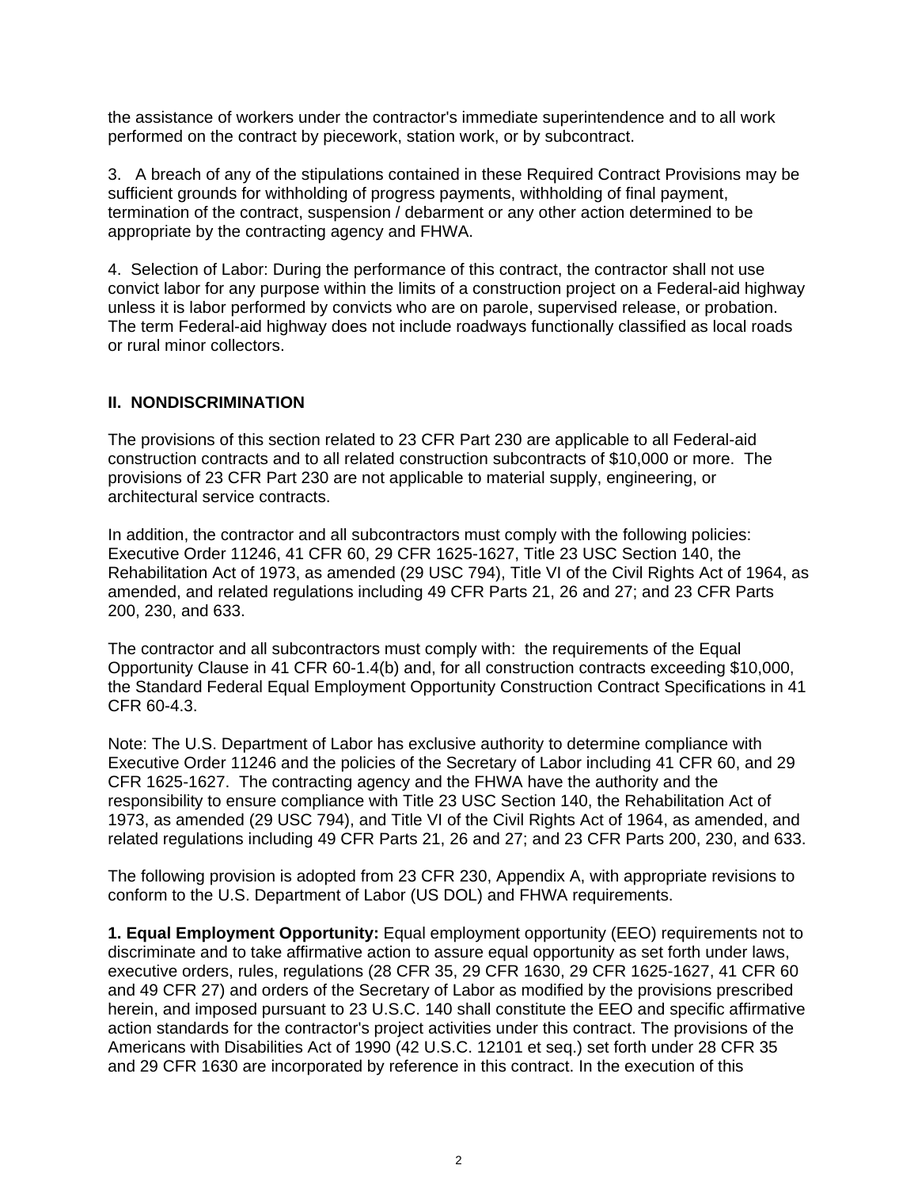the assistance of workers under the contractor's immediate superintendence and to all work performed on the contract by piecework, station work, or by subcontract.

3. A breach of any of the stipulations contained in these Required Contract Provisions may be sufficient grounds for withholding of progress payments, withholding of final payment, termination of the contract, suspension / debarment or any other action determined to be appropriate by the contracting agency and FHWA.

4. Selection of Labor: During the performance of this contract, the contractor shall not use convict labor for any purpose within the limits of a construction project on a Federal-aid highway unless it is labor performed by convicts who are on parole, supervised release, or probation. The term Federal-aid highway does not include roadways functionally classified as local roads or rural minor collectors.

## II. NONDISCRIMINATION

The provisions of this section related to 23 CFR Part 230 are applicable to all Federal-aid construction contracts and to all related construction subcontracts of $10,000 or more. The provisions of 23 CFR Part 230 are not applicable to material supply, engineering, or architectural service contracts.

In addition, the contractor and all subcontractors must comply with the following policies: Executive Order 11246, 41 CFR 60, 29 CFR 1625-1627, Title 23 USC Section 140, the Rehabilitation Act of 1973, as amended (29 USC 794), Title VI of the Civil Rights Act of 1964, as amended, and related regulations including 49 CFR Parts 21, 26 and 27; and 23 CFR Parts 200, 230, and 633.

The contractor and all subcontractors must comply with: the requirements of the Equal Opportunity Clause in 41 CFR 60-1.4(b) and, for all construction contracts exceeding $10,000, the Standard Federal Equal Employment Opportunity Construction Contract Specifications in 41 CFR 60-4.3.

Note: The U.S. Department of Labor has exclusive authority to determine compliance with Executive Order 11246 and the policies of the Secretary of Labor including 41 CFR 60, and 29 CFR 1625-1627. The contracting agency and the FHWA have the authority and the responsibility to ensure compliance with Title 23 USC Section 140, the Rehabilitation Act of 1973, as amended (29 USC 794), and Title VI of the Civil Rights Act of 1964, as amended, and related regulations including 49 CFR Parts 21, 26 and 27; and 23 CFR Parts 200, 230, and 633.

The following provision is adopted from 23 CFR 230, Appendix A, with appropriate revisions to conform to the U.S. Department of Labor (US DOL) and FHWA requirements.

**1. Equal Employment Opportunity:** Equal employment opportunity (EEO) requirements not to discriminate and to take affirmative action to assure equal opportunity as set forth under laws, executive orders, rules, regulations (28 CFR 35, 29 CFR 1630, 29 CFR 1625-1627, 41 CFR 60 and 49 CFR 27) and orders of the Secretary of Labor as modified by the provisions prescribed herein, and imposed pursuant to 23 U.S.C. 140 shall constitute the EEO and specific affirmative action standards for the contractor's project activities under this contract. The provisions of the Americans with Disabilities Act of 1990 (42 U.S.C. 12101 et seq.) set forth under 28 CFR 35 and 29 CFR 1630 are incorporated by reference in this contract. In the execution of this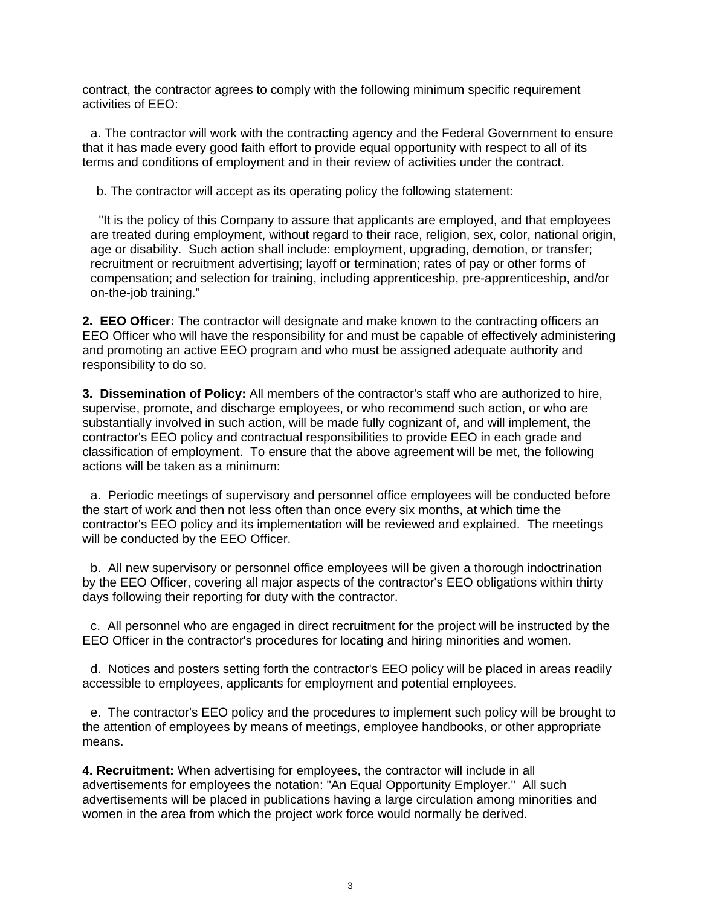contract, the contractor agrees to comply with the following minimum specific requirement activities of EEO:

a. The contractor will work with the contracting agency and the Federal Government to ensure that it has made every good faith effort to provide equal opportunity with respect to all of its terms and conditions of employment and in their review of activities under the contract.

b. The contractor will accept as its operating policy the following statement:

> "It is the policy of this Company to assure that applicants are employed, and that employees are treated during employment, without regard to their race, religion, sex, color, national origin, age or disability. Such action shall include: employment, upgrading, demotion, or transfer; recruitment or recruitment advertising; layoff or termination; rates of pay or other forms of compensation; and selection for training, including apprenticeship, pre-apprenticeship, and/or on-the-job training."

**2. EEO Officer:** The contractor will designate and make known to the contracting officers an EEO Officer who will have the responsibility for and must be capable of effectively administering and promoting an active EEO program and who must be assigned adequate authority and responsibility to do so.

**3. Dissemination of Policy:** All members of the contractor's staff who are authorized to hire, supervise, promote, and discharge employees, or who recommend such action, or who are substantially involved in such action, will be made fully cognizant of, and will implement, the contractor's EEO policy and contractual responsibilities to provide EEO in each grade and classification of employment. To ensure that the above agreement will be met, the following actions will be taken as a minimum:

a. Periodic meetings of supervisory and personnel office employees will be conducted before the start of work and then not less often than once every six months, at which time the contractor's EEO policy and its implementation will be reviewed and explained. The meetings will be conducted by the EEO Officer.

b. All new supervisory or personnel office employees will be given a thorough indoctrination by the EEO Officer, covering all major aspects of the contractor's EEO obligations within thirty days following their reporting for duty with the contractor.

c. All personnel who are engaged in direct recruitment for the project will be instructed by the EEO Officer in the contractor's procedures for locating and hiring minorities and women.

d. Notices and posters setting forth the contractor's EEO policy will be placed in areas readily accessible to employees, applicants for employment and potential employees.

e. The contractor's EEO policy and the procedures to implement such policy will be brought to the attention of employees by means of meetings, employee handbooks, or other appropriate means.

**4. Recruitment:** When advertising for employees, the contractor will include in all advertisements for employees the notation: "An Equal Opportunity Employer." All such advertisements will be placed in publications having a large circulation among minorities and women in the area from which the project work force would normally be derived.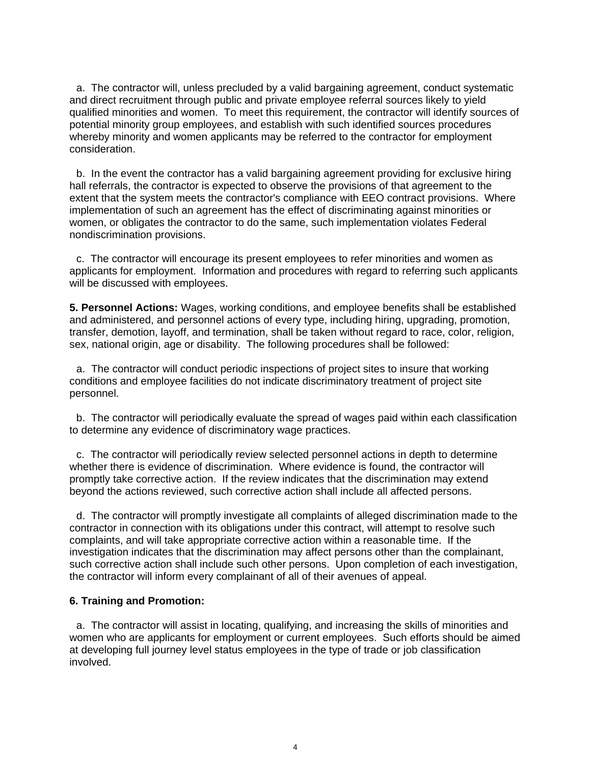a. The contractor will, unless precluded by a valid bargaining agreement, conduct systematic and direct recruitment through public and private employee referral sources likely to yield qualified minorities and women. To meet this requirement, the contractor will identify sources of potential minority group employees, and establish with such identified sources procedures whereby minority and women applicants may be referred to the contractor for employment consideration.

b. In the event the contractor has a valid bargaining agreement providing for exclusive hiring hall referrals, the contractor is expected to observe the provisions of that agreement to the extent that the system meets the contractor's compliance with EEO contract provisions. Where implementation of such an agreement has the effect of discriminating against minorities or women, or obligates the contractor to do the same, such implementation violates Federal nondiscrimination provisions.

c. The contractor will encourage its present employees to refer minorities and women as applicants for employment. Information and procedures with regard to referring such applicants will be discussed with employees.

**5. Personnel Actions:** Wages, working conditions, and employee benefits shall be established and administered, and personnel actions of every type, including hiring, upgrading, promotion, transfer, demotion, layoff, and termination, shall be taken without regard to race, color, religion, sex, national origin, age or disability. The following procedures shall be followed:

a. The contractor will conduct periodic inspections of project sites to insure that working conditions and employee facilities do not indicate discriminatory treatment of project site personnel.

b. The contractor will periodically evaluate the spread of wages paid within each classification to determine any evidence of discriminatory wage practices.

c. The contractor will periodically review selected personnel actions in depth to determine whether there is evidence of discrimination. Where evidence is found, the contractor will promptly take corrective action. If the review indicates that the discrimination may extend beyond the actions reviewed, such corrective action shall include all affected persons.

d. The contractor will promptly investigate all complaints of alleged discrimination made to the contractor in connection with its obligations under this contract, will attempt to resolve such complaints, and will take appropriate corrective action within a reasonable time. If the investigation indicates that the discrimination may affect persons other than the complainant, such corrective action shall include such other persons. Upon completion of each investigation, the contractor will inform every complainant of all of their avenues of appeal.

**6. Training and Promotion:**

a. The contractor will assist in locating, qualifying, and increasing the skills of minorities and women who are applicants for employment or current employees. Such efforts should be aimed at developing full journey level status employees in the type of trade or job classification involved.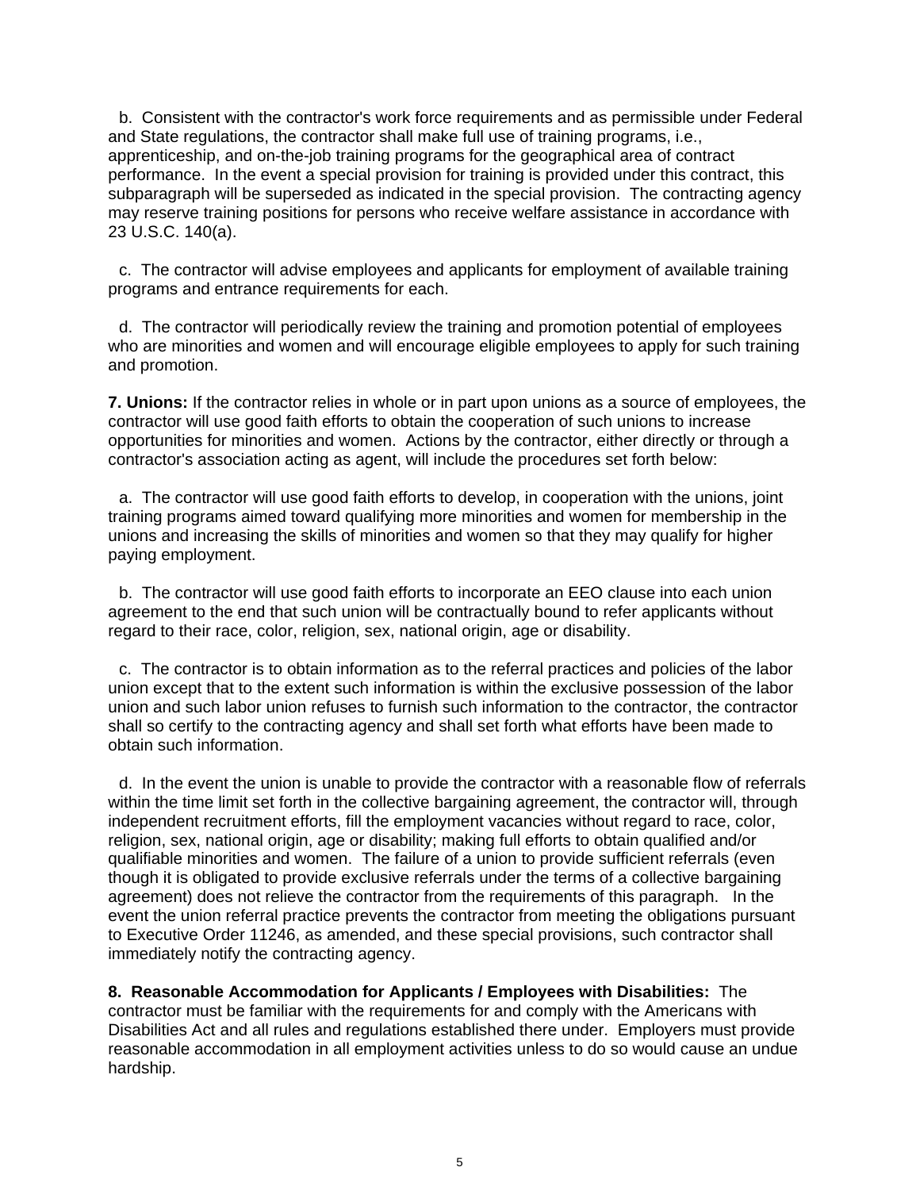b. Consistent with the contractor's work force requirements and as permissible under Federal and State regulations, the contractor shall make full use of training programs, i.e., apprenticeship, and on-the-job training programs for the geographical area of contract performance. In the event a special provision for training is provided under this contract, this subparagraph will be superseded as indicated in the special provision. The contracting agency may reserve training positions for persons who receive welfare assistance in accordance with 23 U.S.C. 140(a).

c. The contractor will advise employees and applicants for employment of available training programs and entrance requirements for each.

d. The contractor will periodically review the training and promotion potential of employees who are minorities and women and will encourage eligible employees to apply for such training and promotion.

**7. Unions:** If the contractor relies in whole or in part upon unions as a source of employees, the contractor will use good faith efforts to obtain the cooperation of such unions to increase opportunities for minorities and women. Actions by the contractor, either directly or through a contractor's association acting as agent, will include the procedures set forth below:

a. The contractor will use good faith efforts to develop, in cooperation with the unions, joint training programs aimed toward qualifying more minorities and women for membership in the unions and increasing the skills of minorities and women so that they may qualify for higher paying employment.

b. The contractor will use good faith efforts to incorporate an EEO clause into each union agreement to the end that such union will be contractually bound to refer applicants without regard to their race, color, religion, sex, national origin, age or disability.

c. The contractor is to obtain information as to the referral practices and policies of the labor union except that to the extent such information is within the exclusive possession of the labor union and such labor union refuses to furnish such information to the contractor, the contractor shall so certify to the contracting agency and shall set forth what efforts have been made to obtain such information.

d. In the event the union is unable to provide the contractor with a reasonable flow of referrals within the time limit set forth in the collective bargaining agreement, the contractor will, through independent recruitment efforts, fill the employment vacancies without regard to race, color, religion, sex, national origin, age or disability; making full efforts to obtain qualified and/or qualifiable minorities and women. The failure of a union to provide sufficient referrals (even though it is obligated to provide exclusive referrals under the terms of a collective bargaining agreement) does not relieve the contractor from the requirements of this paragraph. In the event the union referral practice prevents the contractor from meeting the obligations pursuant to Executive Order 11246, as amended, and these special provisions, such contractor shall immediately notify the contracting agency.

**8. Reasonable Accommodation for Applicants / Employees with Disabilities:** The contractor must be familiar with the requirements for and comply with the Americans with Disabilities Act and all rules and regulations established there under. Employers must provide reasonable accommodation in all employment activities unless to do so would cause an undue hardship.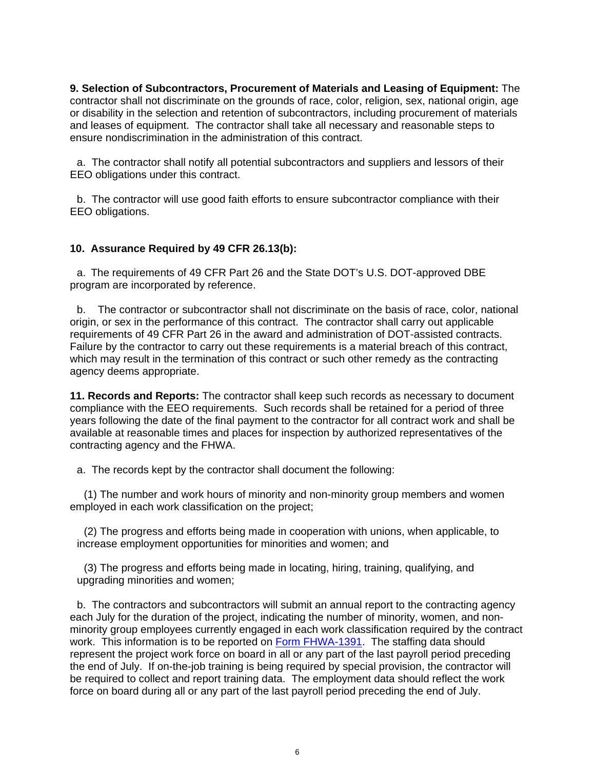**9. Selection of Subcontractors, Procurement of Materials and Leasing of Equipment:** The contractor shall not discriminate on the grounds of race, color, religion, sex, national origin, age or disability in the selection and retention of subcontractors, including procurement of materials and leases of equipment. The contractor shall take all necessary and reasonable steps to ensure nondiscrimination in the administration of this contract.

a. The contractor shall notify all potential subcontractors and suppliers and lessors of their EEO obligations under this contract.

b. The contractor will use good faith efforts to ensure subcontractor compliance with their EEO obligations.

**10. Assurance Required by 49 CFR 26.13(b):**

a. The requirements of 49 CFR Part 26 and the State DOT's U.S. DOT-approved DBE program are incorporated by reference.

b. The contractor or subcontractor shall not discriminate on the basis of race, color, national origin, or sex in the performance of this contract. The contractor shall carry out applicable requirements of 49 CFR Part 26 in the award and administration of DOT-assisted contracts. Failure by the contractor to carry out these requirements is a material breach of this contract, which may result in the termination of this contract or such other remedy as the contracting agency deems appropriate.

**11. Records and Reports:** The contractor shall keep such records as necessary to document compliance with the EEO requirements. Such records shall be retained for a period of three years following the date of the final payment to the contractor for all contract work and shall be available at reasonable times and places for inspection by authorized representatives of the contracting agency and the FHWA.

a. The records kept by the contractor shall document the following:

(1) The number and work hours of minority and non-minority group members and women employed in each work classification on the project;

(2) The progress and efforts being made in cooperation with unions, when applicable, to increase employment opportunities for minorities and women; and

(3) The progress and efforts being made in locating, hiring, training, qualifying, and upgrading minorities and women;

b. The contractors and subcontractors will submit an annual report to the contracting agency each July for the duration of the project, indicating the number of minority, women, and non-minority group employees currently engaged in each work classification required by the contract work. This information is to be reported on Form FHWA-1391. The staffing data should represent the project work force on board in all or any part of the last payroll period preceding the end of July. If on-the-job training is being required by special provision, the contractor will be required to collect and report training data. The employment data should reflect the work force on board during all or any part of the last payroll period preceding the end of July.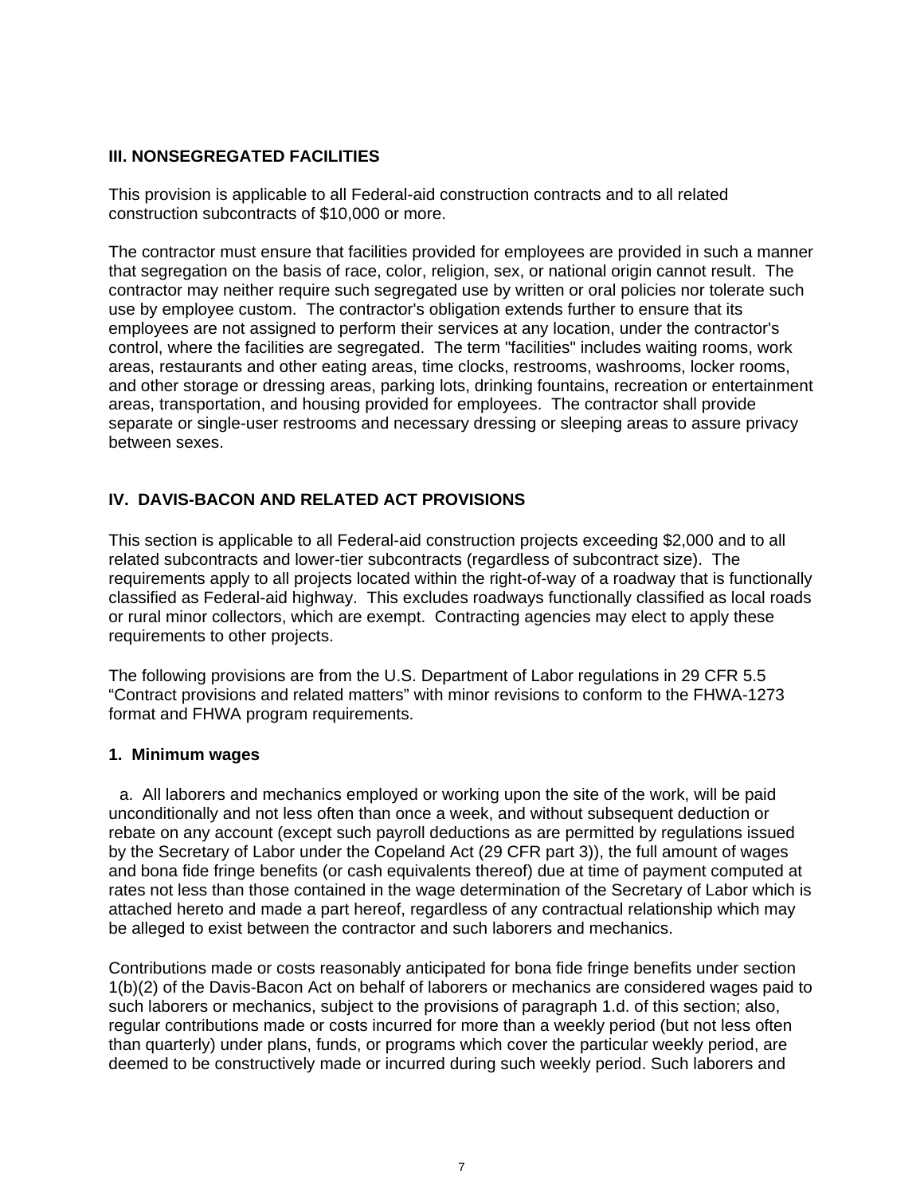## III. NONSEGREGATED FACILITIES

This provision is applicable to all Federal-aid construction contracts and to all related construction subcontracts of $10,000 or more.

The contractor must ensure that facilities provided for employees are provided in such a manner that segregation on the basis of race, color, religion, sex, or national origin cannot result. The contractor may neither require such segregated use by written or oral policies nor tolerate such use by employee custom. The contractor's obligation extends further to ensure that its employees are not assigned to perform their services at any location, under the contractor's control, where the facilities are segregated. The term "facilities" includes waiting rooms, work areas, restaurants and other eating areas, time clocks, restrooms, washrooms, locker rooms, and other storage or dressing areas, parking lots, drinking fountains, recreation or entertainment areas, transportation, and housing provided for employees. The contractor shall provide separate or single-user restrooms and necessary dressing or sleeping areas to assure privacy between sexes.

## IV. DAVIS-BACON AND RELATED ACT PROVISIONS

This section is applicable to all Federal-aid construction projects exceeding $2,000 and to all related subcontracts and lower-tier subcontracts (regardless of subcontract size). The requirements apply to all projects located within the right-of-way of a roadway that is functionally classified as Federal-aid highway. This excludes roadways functionally classified as local roads or rural minor collectors, which are exempt. Contracting agencies may elect to apply these requirements to other projects.

The following provisions are from the U.S. Department of Labor regulations in 29 CFR 5.5 “Contract provisions and related matters” with minor revisions to conform to the FHWA-1273 format and FHWA program requirements.

### 1. Minimum wages

a. All laborers and mechanics employed or working upon the site of the work, will be paid unconditionally and not less often than once a week, and without subsequent deduction or rebate on any account (except such payroll deductions as are permitted by regulations issued by the Secretary of Labor under the Copeland Act (29 CFR part 3)), the full amount of wages and bona fide fringe benefits (or cash equivalents thereof) due at time of payment computed at rates not less than those contained in the wage determination of the Secretary of Labor which is attached hereto and made a part hereof, regardless of any contractual relationship which may be alleged to exist between the contractor and such laborers and mechanics.

Contributions made or costs reasonably anticipated for bona fide fringe benefits under section 1(b)(2) of the Davis-Bacon Act on behalf of laborers or mechanics are considered wages paid to such laborers or mechanics, subject to the provisions of paragraph 1.d. of this section; also, regular contributions made or costs incurred for more than a weekly period (but not less often than quarterly) under plans, funds, or programs which cover the particular weekly period, are deemed to be constructively made or incurred during such weekly period. Such laborers and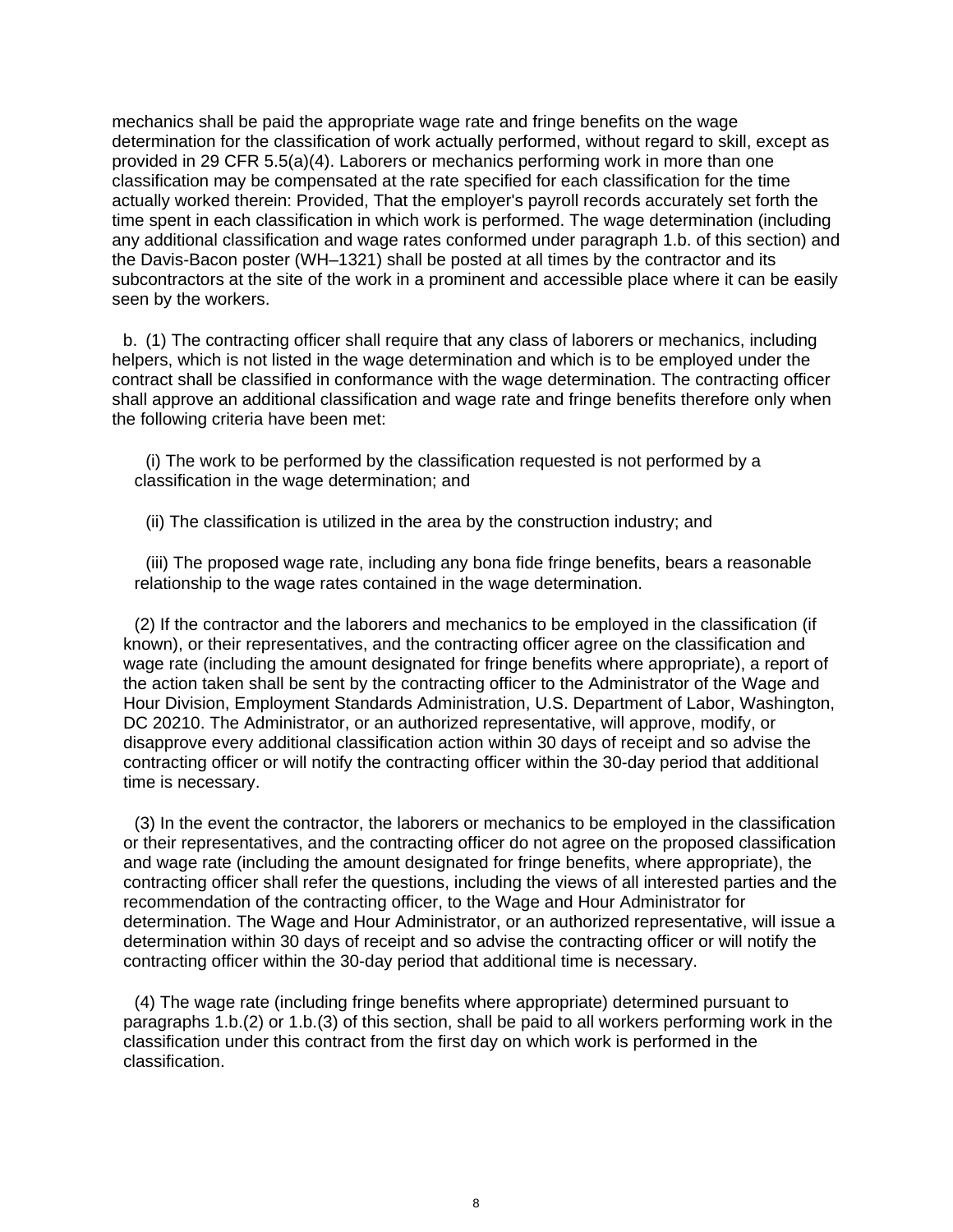mechanics shall be paid the appropriate wage rate and fringe benefits on the wage determination for the classification of work actually performed, without regard to skill, except as provided in 29 CFR 5.5(a)(4). Laborers or mechanics performing work in more than one classification may be compensated at the rate specified for each classification for the time actually worked therein: Provided, That the employer's payroll records accurately set forth the time spent in each classification in which work is performed. The wage determination (including any additional classification and wage rates conformed under paragraph 1.b. of this section) and the Davis-Bacon poster (WH–1321) shall be posted at all times by the contractor and its subcontractors at the site of the work in a prominent and accessible place where it can be easily seen by the workers.

b. (1) The contracting officer shall require that any class of laborers or mechanics, including helpers, which is not listed in the wage determination and which is to be employed under the contract shall be classified in conformance with the wage determination. The contracting officer shall approve an additional classification and wage rate and fringe benefits therefore only when the following criteria have been met:

(i) The work to be performed by the classification requested is not performed by a classification in the wage determination; and

(ii) The classification is utilized in the area by the construction industry; and

(iii) The proposed wage rate, including any bona fide fringe benefits, bears a reasonable relationship to the wage rates contained in the wage determination.

(2) If the contractor and the laborers and mechanics to be employed in the classification (if known), or their representatives, and the contracting officer agree on the classification and wage rate (including the amount designated for fringe benefits where appropriate), a report of the action taken shall be sent by the contracting officer to the Administrator of the Wage and Hour Division, Employment Standards Administration, U.S. Department of Labor, Washington, DC 20210. The Administrator, or an authorized representative, will approve, modify, or disapprove every additional classification action within 30 days of receipt and so advise the contracting officer or will notify the contracting officer within the 30-day period that additional time is necessary.

(3) In the event the contractor, the laborers or mechanics to be employed in the classification or their representatives, and the contracting officer do not agree on the proposed classification and wage rate (including the amount designated for fringe benefits, where appropriate), the contracting officer shall refer the questions, including the views of all interested parties and the recommendation of the contracting officer, to the Wage and Hour Administrator for determination. The Wage and Hour Administrator, or an authorized representative, will issue a determination within 30 days of receipt and so advise the contracting officer or will notify the contracting officer within the 30-day period that additional time is necessary.

(4) The wage rate (including fringe benefits where appropriate) determined pursuant to paragraphs 1.b.(2) or 1.b.(3) of this section, shall be paid to all workers performing work in the classification under this contract from the first day on which work is performed in the classification.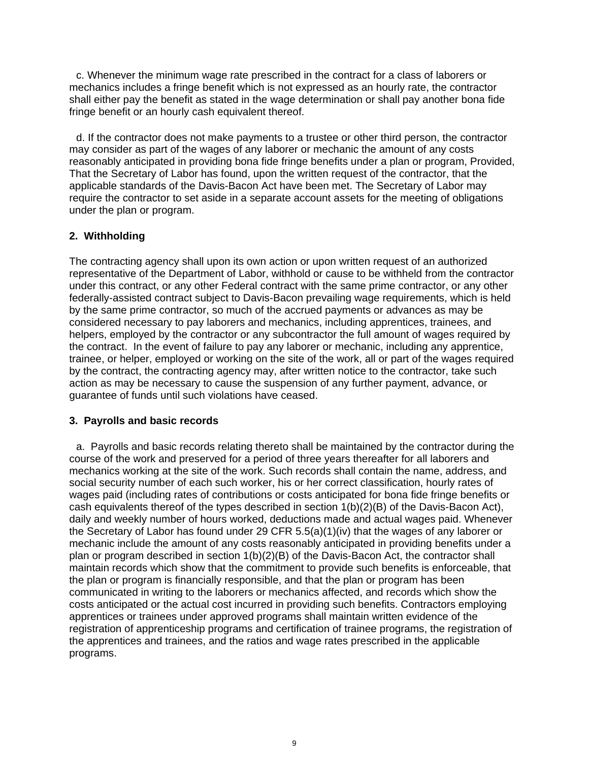c. Whenever the minimum wage rate prescribed in the contract for a class of laborers or mechanics includes a fringe benefit which is not expressed as an hourly rate, the contractor shall either pay the benefit as stated in the wage determination or shall pay another bona fide fringe benefit or an hourly cash equivalent thereof.

d. If the contractor does not make payments to a trustee or other third person, the contractor may consider as part of the wages of any laborer or mechanic the amount of any costs reasonably anticipated in providing bona fide fringe benefits under a plan or program, Provided, That the Secretary of Labor has found, upon the written request of the contractor, that the applicable standards of the Davis-Bacon Act have been met. The Secretary of Labor may require the contractor to set aside in a separate account assets for the meeting of obligations under the plan or program.

**2. Withholding**

The contracting agency shall upon its own action or upon written request of an authorized representative of the Department of Labor, withhold or cause to be withheld from the contractor under this contract, or any other Federal contract with the same prime contractor, or any other federally-assisted contract subject to Davis-Bacon prevailing wage requirements, which is held by the same prime contractor, so much of the accrued payments or advances as may be considered necessary to pay laborers and mechanics, including apprentices, trainees, and helpers, employed by the contractor or any subcontractor the full amount of wages required by the contract. In the event of failure to pay any laborer or mechanic, including any apprentice, trainee, or helper, employed or working on the site of the work, all or part of the wages required by the contract, the contracting agency may, after written notice to the contractor, take such action as may be necessary to cause the suspension of any further payment, advance, or guarantee of funds until such violations have ceased.

**3. Payrolls and basic records**

a. Payrolls and basic records relating thereto shall be maintained by the contractor during the course of the work and preserved for a period of three years thereafter for all laborers and mechanics working at the site of the work. Such records shall contain the name, address, and social security number of each such worker, his or her correct classification, hourly rates of wages paid (including rates of contributions or costs anticipated for bona fide fringe benefits or cash equivalents thereof of the types described in section 1(b)(2)(B) of the Davis-Bacon Act), daily and weekly number of hours worked, deductions made and actual wages paid. Whenever the Secretary of Labor has found under 29 CFR 5.5(a)(1)(iv) that the wages of any laborer or mechanic include the amount of any costs reasonably anticipated in providing benefits under a plan or program described in section 1(b)(2)(B) of the Davis-Bacon Act, the contractor shall maintain records which show that the commitment to provide such benefits is enforceable, that the plan or program is financially responsible, and that the plan or program has been communicated in writing to the laborers or mechanics affected, and records which show the costs anticipated or the actual cost incurred in providing such benefits. Contractors employing apprentices or trainees under approved programs shall maintain written evidence of the registration of apprenticeship programs and certification of trainee programs, the registration of the apprentices and trainees, and the ratios and wage rates prescribed in the applicable programs.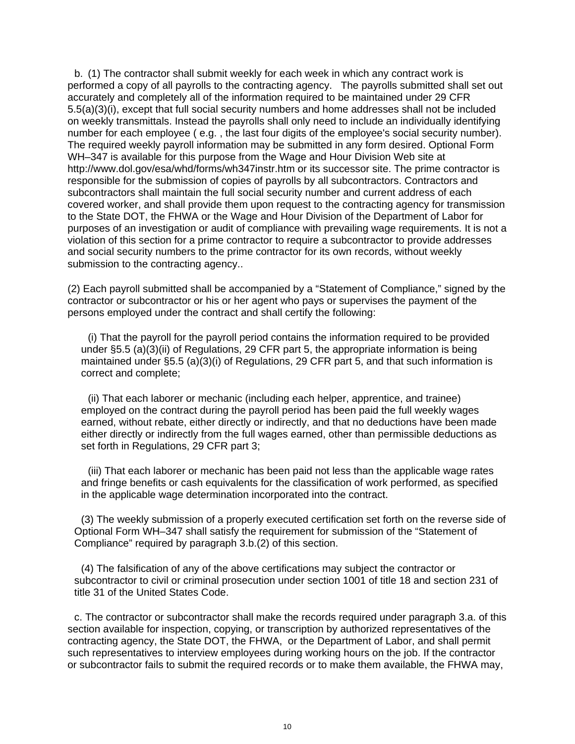b. (1) The contractor shall submit weekly for each week in which any contract work is performed a copy of all payrolls to the contracting agency. The payrolls submitted shall set out accurately and completely all of the information required to be maintained under 29 CFR 5.5(a)(3)(i), except that full social security numbers and home addresses shall not be included on weekly transmittals. Instead the payrolls shall only need to include an individually identifying number for each employee ( e.g. , the last four digits of the employee's social security number). The required weekly payroll information may be submitted in any form desired. Optional Form WH–347 is available for this purpose from the Wage and Hour Division Web site at http://www.dol.gov/esa/whd/forms/wh347instr.htm or its successor site. The prime contractor is responsible for the submission of copies of payrolls by all subcontractors. Contractors and subcontractors shall maintain the full social security number and current address of each covered worker, and shall provide them upon request to the contracting agency for transmission to the State DOT, the FHWA or the Wage and Hour Division of the Department of Labor for purposes of an investigation or audit of compliance with prevailing wage requirements. It is not a violation of this section for a prime contractor to require a subcontractor to provide addresses and social security numbers to the prime contractor for its own records, without weekly submission to the contracting agency..

(2) Each payroll submitted shall be accompanied by a "Statement of Compliance," signed by the contractor or subcontractor or his or her agent who pays or supervises the payment of the persons employed under the contract and shall certify the following:

(i) That the payroll for the payroll period contains the information required to be provided under §5.5 (a)(3)(ii) of Regulations, 29 CFR part 5, the appropriate information is being maintained under §5.5 (a)(3)(i) of Regulations, 29 CFR part 5, and that such information is correct and complete;

(ii) That each laborer or mechanic (including each helper, apprentice, and trainee) employed on the contract during the payroll period has been paid the full weekly wages earned, without rebate, either directly or indirectly, and that no deductions have been made either directly or indirectly from the full wages earned, other than permissible deductions as set forth in Regulations, 29 CFR part 3;

(iii) That each laborer or mechanic has been paid not less than the applicable wage rates and fringe benefits or cash equivalents for the classification of work performed, as specified in the applicable wage determination incorporated into the contract.

(3) The weekly submission of a properly executed certification set forth on the reverse side of Optional Form WH–347 shall satisfy the requirement for submission of the "Statement of Compliance" required by paragraph 3.b.(2) of this section.

(4) The falsification of any of the above certifications may subject the contractor or subcontractor to civil or criminal prosecution under section 1001 of title 18 and section 231 of title 31 of the United States Code.

c. The contractor or subcontractor shall make the records required under paragraph 3.a. of this section available for inspection, copying, or transcription by authorized representatives of the contracting agency, the State DOT, the FHWA, or the Department of Labor, and shall permit such representatives to interview employees during working hours on the job. If the contractor or subcontractor fails to submit the required records or to make them available, the FHWA may,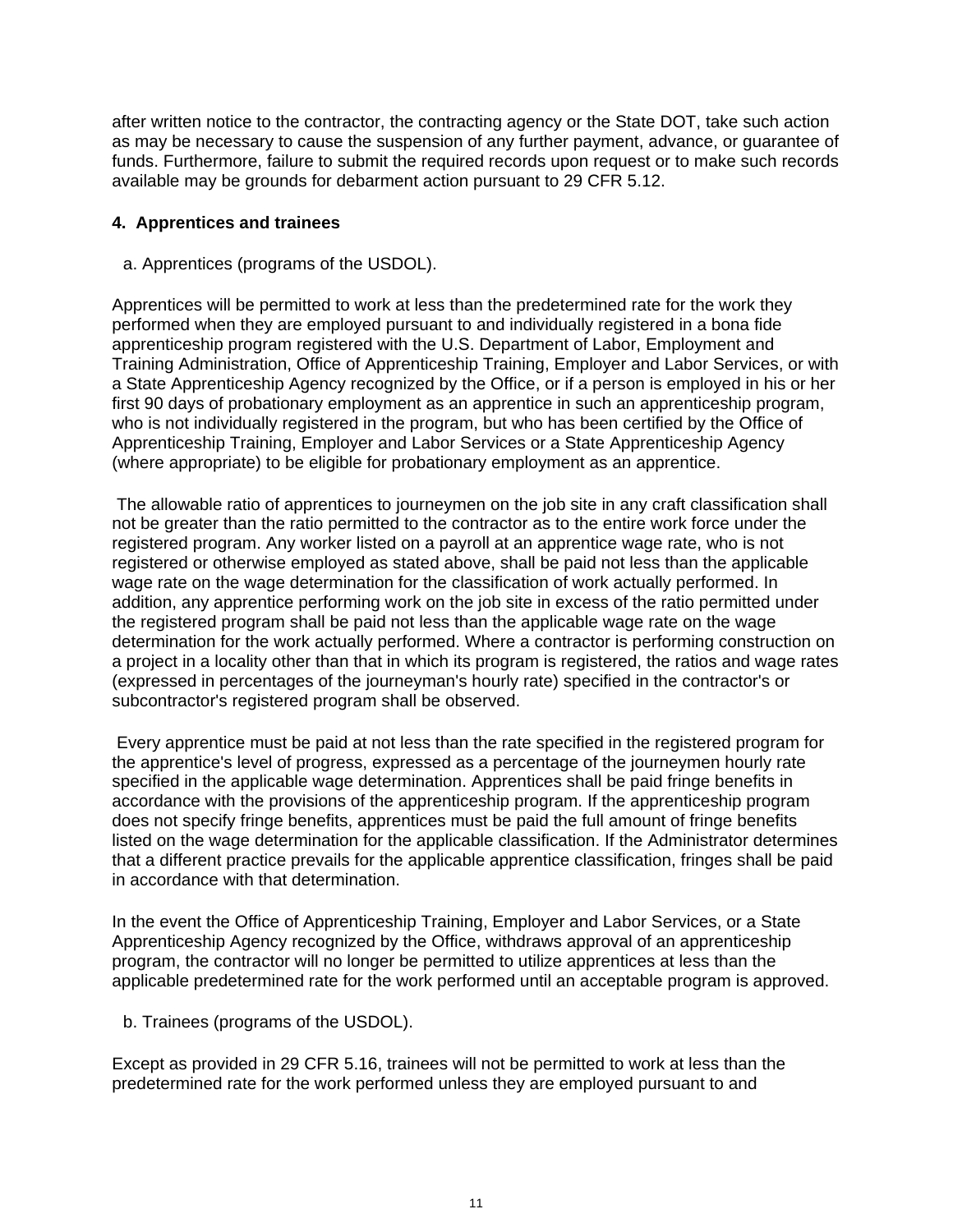after written notice to the contractor, the contracting agency or the State DOT, take such action as may be necessary to cause the suspension of any further payment, advance, or guarantee of funds. Furthermore, failure to submit the required records upon request or to make such records available may be grounds for debarment action pursuant to 29 CFR 5.12.

**4. Apprentices and trainees**

a. Apprentices (programs of the USDOL).

Apprentices will be permitted to work at less than the predetermined rate for the work they performed when they are employed pursuant to and individually registered in a bona fide apprenticeship program registered with the U.S. Department of Labor, Employment and Training Administration, Office of Apprenticeship Training, Employer and Labor Services, or with a State Apprenticeship Agency recognized by the Office, or if a person is employed in his or her first 90 days of probationary employment as an apprentice in such an apprenticeship program, who is not individually registered in the program, but who has been certified by the Office of Apprenticeship Training, Employer and Labor Services or a State Apprenticeship Agency (where appropriate) to be eligible for probationary employment as an apprentice.

The allowable ratio of apprentices to journeymen on the job site in any craft classification shall not be greater than the ratio permitted to the contractor as to the entire work force under the registered program. Any worker listed on a payroll at an apprentice wage rate, who is not registered or otherwise employed as stated above, shall be paid not less than the applicable wage rate on the wage determination for the classification of work actually performed. In addition, any apprentice performing work on the job site in excess of the ratio permitted under the registered program shall be paid not less than the applicable wage rate on the wage determination for the work actually performed. Where a contractor is performing construction on a project in a locality other than that in which its program is registered, the ratios and wage rates (expressed in percentages of the journeyman's hourly rate) specified in the contractor's or subcontractor's registered program shall be observed.

Every apprentice must be paid at not less than the rate specified in the registered program for the apprentice's level of progress, expressed as a percentage of the journeymen hourly rate specified in the applicable wage determination. Apprentices shall be paid fringe benefits in accordance with the provisions of the apprenticeship program. If the apprenticeship program does not specify fringe benefits, apprentices must be paid the full amount of fringe benefits listed on the wage determination for the applicable classification. If the Administrator determines that a different practice prevails for the applicable apprentice classification, fringes shall be paid in accordance with that determination.

In the event the Office of Apprenticeship Training, Employer and Labor Services, or a State Apprenticeship Agency recognized by the Office, withdraws approval of an apprenticeship program, the contractor will no longer be permitted to utilize apprentices at less than the applicable predetermined rate for the work performed until an acceptable program is approved.

b. Trainees (programs of the USDOL).

Except as provided in 29 CFR 5.16, trainees will not be permitted to work at less than the predetermined rate for the work performed unless they are employed pursuant to and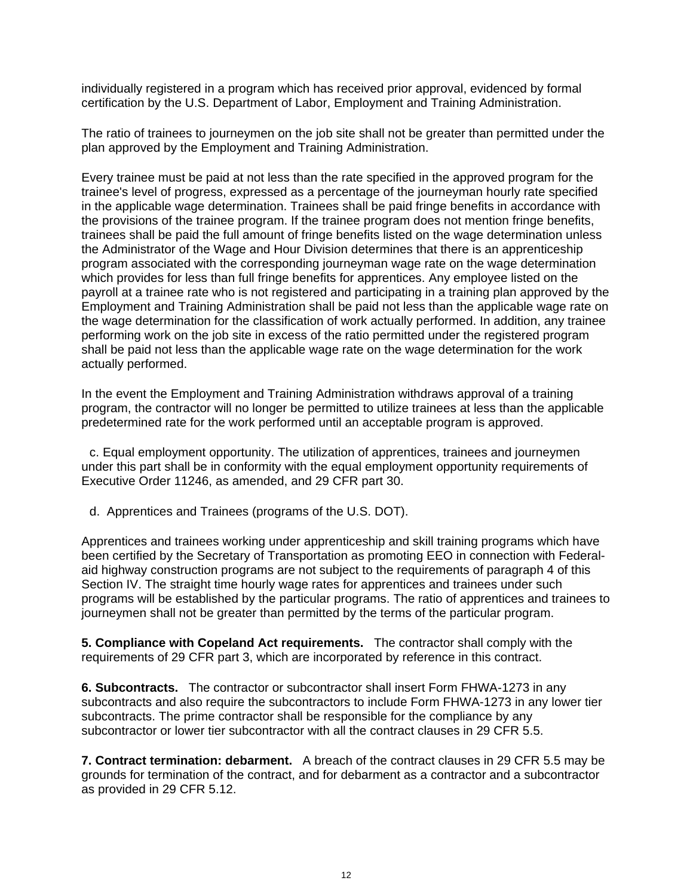individually registered in a program which has received prior approval, evidenced by formal certification by the U.S. Department of Labor, Employment and Training Administration.

The ratio of trainees to journeymen on the job site shall not be greater than permitted under the plan approved by the Employment and Training Administration.

Every trainee must be paid at not less than the rate specified in the approved program for the trainee's level of progress, expressed as a percentage of the journeyman hourly rate specified in the applicable wage determination. Trainees shall be paid fringe benefits in accordance with the provisions of the trainee program. If the trainee program does not mention fringe benefits, trainees shall be paid the full amount of fringe benefits listed on the wage determination unless the Administrator of the Wage and Hour Division determines that there is an apprenticeship program associated with the corresponding journeyman wage rate on the wage determination which provides for less than full fringe benefits for apprentices. Any employee listed on the payroll at a trainee rate who is not registered and participating in a training plan approved by the Employment and Training Administration shall be paid not less than the applicable wage rate on the wage determination for the classification of work actually performed. In addition, any trainee performing work on the job site in excess of the ratio permitted under the registered program shall be paid not less than the applicable wage rate on the wage determination for the work actually performed.

In the event the Employment and Training Administration withdraws approval of a training program, the contractor will no longer be permitted to utilize trainees at less than the applicable predetermined rate for the work performed until an acceptable program is approved.

c. Equal employment opportunity. The utilization of apprentices, trainees and journeymen under this part shall be in conformity with the equal employment opportunity requirements of Executive Order 11246, as amended, and 29 CFR part 30.

d. Apprentices and Trainees (programs of the U.S. DOT).

Apprentices and trainees working under apprenticeship and skill training programs which have been certified by the Secretary of Transportation as promoting EEO in connection with Federal-aid highway construction programs are not subject to the requirements of paragraph 4 of this Section IV. The straight time hourly wage rates for apprentices and trainees under such programs will be established by the particular programs. The ratio of apprentices and trainees to journeymen shall not be greater than permitted by the terms of the particular program.

**5. Compliance with Copeland Act requirements.** The contractor shall comply with the requirements of 29 CFR part 3, which are incorporated by reference in this contract.

**6. Subcontracts.** The contractor or subcontractor shall insert Form FHWA-1273 in any subcontracts and also require the subcontractors to include Form FHWA-1273 in any lower tier subcontracts. The prime contractor shall be responsible for the compliance by any subcontractor or lower tier subcontractor with all the contract clauses in 29 CFR 5.5.

**7. Contract termination: debarment.** A breach of the contract clauses in 29 CFR 5.5 may be grounds for termination of the contract, and for debarment as a contractor and a subcontractor as provided in 29 CFR 5.12.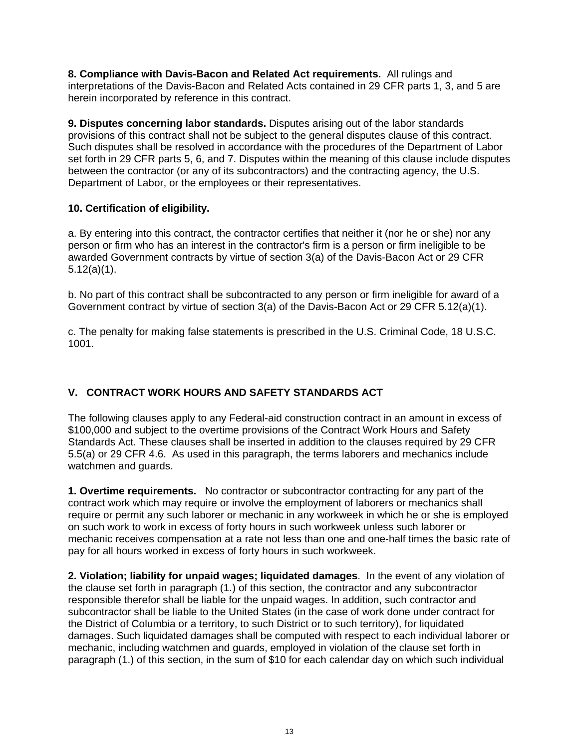**8. Compliance with Davis-Bacon and Related Act requirements.** All rulings and interpretations of the Davis-Bacon and Related Acts contained in 29 CFR parts 1, 3, and 5 are herein incorporated by reference in this contract.

**9. Disputes concerning labor standards.** Disputes arising out of the labor standards provisions of this contract shall not be subject to the general disputes clause of this contract. Such disputes shall be resolved in accordance with the procedures of the Department of Labor set forth in 29 CFR parts 5, 6, and 7. Disputes within the meaning of this clause include disputes between the contractor (or any of its subcontractors) and the contracting agency, the U.S. Department of Labor, or the employees or their representatives.

**10. Certification of eligibility.**

a. By entering into this contract, the contractor certifies that neither it (nor he or she) nor any person or firm who has an interest in the contractor's firm is a person or firm ineligible to be awarded Government contracts by virtue of section 3(a) of the Davis-Bacon Act or 29 CFR 5.12(a)(1).

b. No part of this contract shall be subcontracted to any person or firm ineligible for award of a Government contract by virtue of section 3(a) of the Davis-Bacon Act or 29 CFR 5.12(a)(1).

c. The penalty for making false statements is prescribed in the U.S. Criminal Code, 18 U.S.C. 1001.

## V. CONTRACT WORK HOURS AND SAFETY STANDARDS ACT

The following clauses apply to any Federal-aid construction contract in an amount in excess of $100,000 and subject to the overtime provisions of the Contract Work Hours and Safety Standards Act. These clauses shall be inserted in addition to the clauses required by 29 CFR 5.5(a) or 29 CFR 4.6. As used in this paragraph, the terms laborers and mechanics include watchmen and guards.

**1. Overtime requirements.** No contractor or subcontractor contracting for any part of the contract work which may require or involve the employment of laborers or mechanics shall require or permit any such laborer or mechanic in any workweek in which he or she is employed on such work to work in excess of forty hours in such workweek unless such laborer or mechanic receives compensation at a rate not less than one and one-half times the basic rate of pay for all hours worked in excess of forty hours in such workweek.

**2. Violation; liability for unpaid wages; liquidated damages**. In the event of any violation of the clause set forth in paragraph (1.) of this section, the contractor and any subcontractor responsible therefor shall be liable for the unpaid wages. In addition, such contractor and subcontractor shall be liable to the United States (in the case of work done under contract for the District of Columbia or a territory, to such District or to such territory), for liquidated damages. Such liquidated damages shall be computed with respect to each individual laborer or mechanic, including watchmen and guards, employed in violation of the clause set forth in paragraph (1.) of this section, in the sum of $10 for each calendar day on which such individual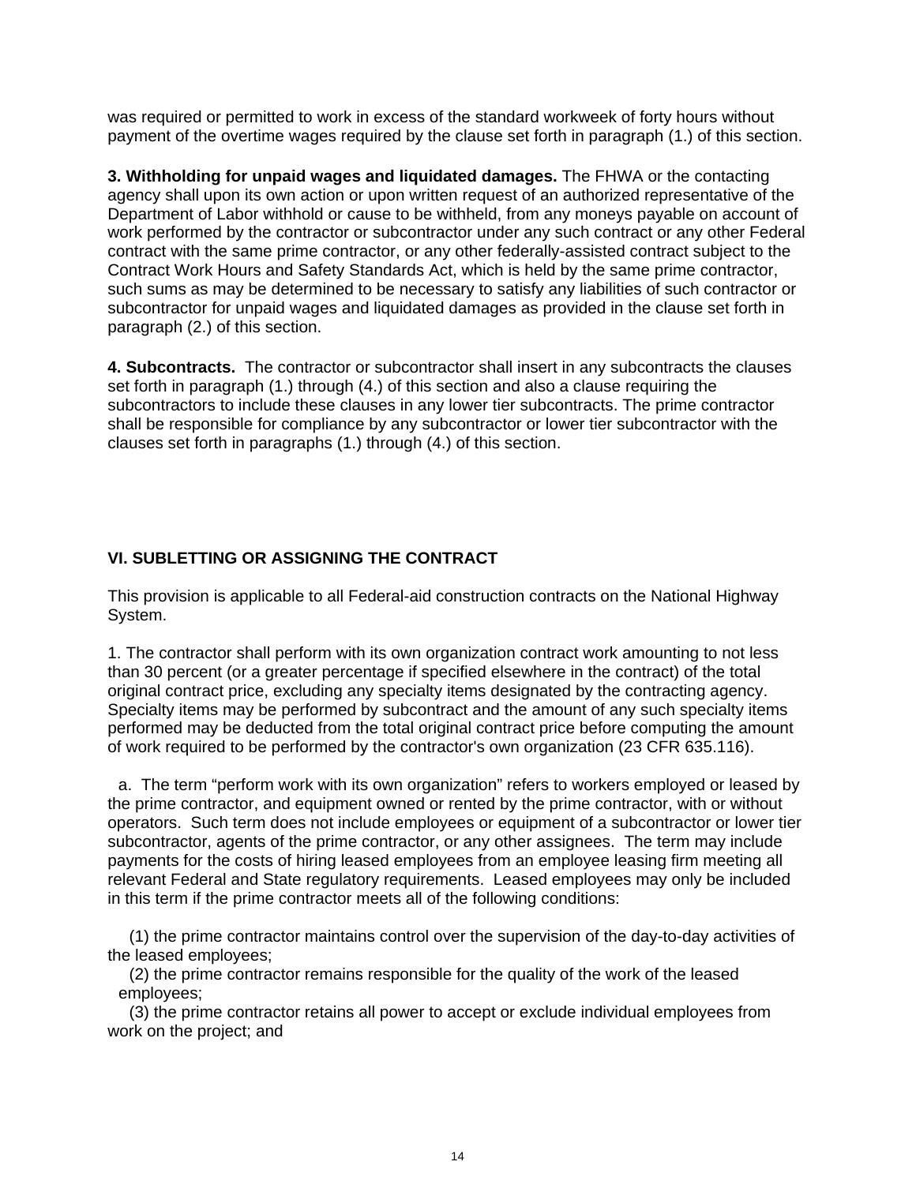was required or permitted to work in excess of the standard workweek of forty hours without payment of the overtime wages required by the clause set forth in paragraph (1.) of this section.

**3. Withholding for unpaid wages and liquidated damages.** The FHWA or the contacting agency shall upon its own action or upon written request of an authorized representative of the Department of Labor withhold or cause to be withheld, from any moneys payable on account of work performed by the contractor or subcontractor under any such contract or any other Federal contract with the same prime contractor, or any other federally-assisted contract subject to the Contract Work Hours and Safety Standards Act, which is held by the same prime contractor, such sums as may be determined to be necessary to satisfy any liabilities of such contractor or subcontractor for unpaid wages and liquidated damages as provided in the clause set forth in paragraph (2.) of this section.

**4. Subcontracts.** The contractor or subcontractor shall insert in any subcontracts the clauses set forth in paragraph (1.) through (4.) of this section and also a clause requiring the subcontractors to include these clauses in any lower tier subcontracts. The prime contractor shall be responsible for compliance by any subcontractor or lower tier subcontractor with the clauses set forth in paragraphs (1.) through (4.) of this section.

## VI. SUBLETTING OR ASSIGNING THE CONTRACT

This provision is applicable to all Federal-aid construction contracts on the National Highway System.

1. The contractor shall perform with its own organization contract work amounting to not less than 30 percent (or a greater percentage if specified elsewhere in the contract) of the total original contract price, excluding any specialty items designated by the contracting agency. Specialty items may be performed by subcontract and the amount of any such specialty items performed may be deducted from the total original contract price before computing the amount of work required to be performed by the contractor's own organization (23 CFR 635.116).

a. The term "perform work with its own organization" refers to workers employed or leased by the prime contractor, and equipment owned or rented by the prime contractor, with or without operators. Such term does not include employees or equipment of a subcontractor or lower tier subcontractor, agents of the prime contractor, or any other assignees. The term may include payments for the costs of hiring leased employees from an employee leasing firm meeting all relevant Federal and State regulatory requirements. Leased employees may only be included in this term if the prime contractor meets all of the following conditions:

(1) the prime contractor maintains control over the supervision of the day-to-day activities of the leased employees;
(2) the prime contractor remains responsible for the quality of the work of the leased employees;
(3) the prime contractor retains all power to accept or exclude individual employees from work on the project; and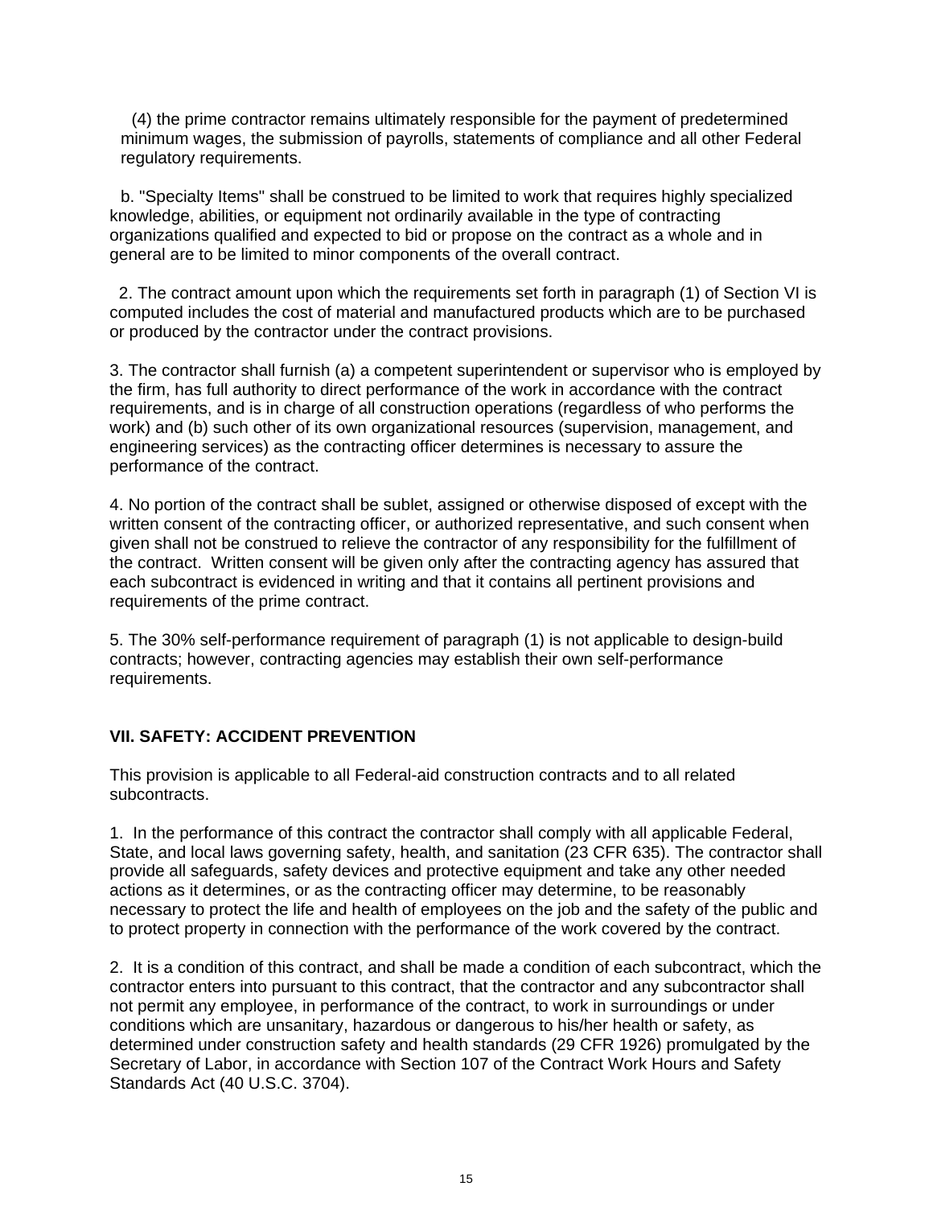(4) the prime contractor remains ultimately responsible for the payment of predetermined minimum wages, the submission of payrolls, statements of compliance and all other Federal regulatory requirements.

b. "Specialty Items" shall be construed to be limited to work that requires highly specialized knowledge, abilities, or equipment not ordinarily available in the type of contracting organizations qualified and expected to bid or propose on the contract as a whole and in general are to be limited to minor components of the overall contract.

2. The contract amount upon which the requirements set forth in paragraph (1) of Section VI is computed includes the cost of material and manufactured products which are to be purchased or produced by the contractor under the contract provisions.

3. The contractor shall furnish (a) a competent superintendent or supervisor who is employed by the firm, has full authority to direct performance of the work in accordance with the contract requirements, and is in charge of all construction operations (regardless of who performs the work) and (b) such other of its own organizational resources (supervision, management, and engineering services) as the contracting officer determines is necessary to assure the performance of the contract.

4. No portion of the contract shall be sublet, assigned or otherwise disposed of except with the written consent of the contracting officer, or authorized representative, and such consent when given shall not be construed to relieve the contractor of any responsibility for the fulfillment of the contract. Written consent will be given only after the contracting agency has assured that each subcontract is evidenced in writing and that it contains all pertinent provisions and requirements of the prime contract.

5. The 30% self-performance requirement of paragraph (1) is not applicable to design-build contracts; however, contracting agencies may establish their own self-performance requirements.

## VII. SAFETY: ACCIDENT PREVENTION

This provision is applicable to all Federal-aid construction contracts and to all related subcontracts.

1. In the performance of this contract the contractor shall comply with all applicable Federal, State, and local laws governing safety, health, and sanitation (23 CFR 635). The contractor shall provide all safeguards, safety devices and protective equipment and take any other needed actions as it determines, or as the contracting officer may determine, to be reasonably necessary to protect the life and health of employees on the job and the safety of the public and to protect property in connection with the performance of the work covered by the contract.

2. It is a condition of this contract, and shall be made a condition of each subcontract, which the contractor enters into pursuant to this contract, that the contractor and any subcontractor shall not permit any employee, in performance of the contract, to work in surroundings or under conditions which are unsanitary, hazardous or dangerous to his/her health or safety, as determined under construction safety and health standards (29 CFR 1926) promulgated by the Secretary of Labor, in accordance with Section 107 of the Contract Work Hours and Safety Standards Act (40 U.S.C. 3704).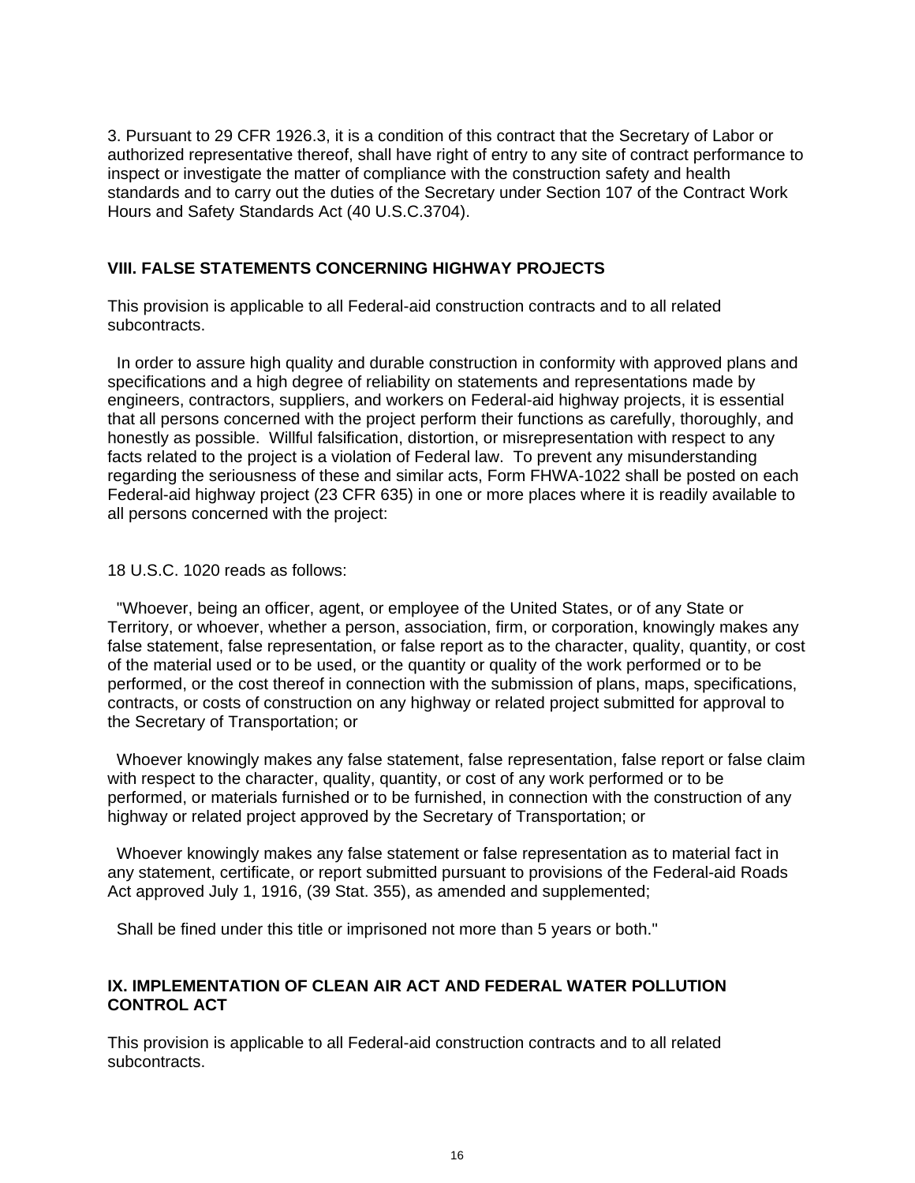3. Pursuant to 29 CFR 1926.3, it is a condition of this contract that the Secretary of Labor or authorized representative thereof, shall have right of entry to any site of contract performance to inspect or investigate the matter of compliance with the construction safety and health standards and to carry out the duties of the Secretary under Section 107 of the Contract Work Hours and Safety Standards Act (40 U.S.C.3704).

## VIII. FALSE STATEMENTS CONCERNING HIGHWAY PROJECTS

This provision is applicable to all Federal-aid construction contracts and to all related subcontracts.

In order to assure high quality and durable construction in conformity with approved plans and specifications and a high degree of reliability on statements and representations made by engineers, contractors, suppliers, and workers on Federal-aid highway projects, it is essential that all persons concerned with the project perform their functions as carefully, thoroughly, and honestly as possible. Willful falsification, distortion, or misrepresentation with respect to any facts related to the project is a violation of Federal law. To prevent any misunderstanding regarding the seriousness of these and similar acts, Form FHWA-1022 shall be posted on each Federal-aid highway project (23 CFR 635) in one or more places where it is readily available to all persons concerned with the project:

18 U.S.C. 1020 reads as follows:

"Whoever, being an officer, agent, or employee of the United States, or of any State or Territory, or whoever, whether a person, association, firm, or corporation, knowingly makes any false statement, false representation, or false report as to the character, quality, quantity, or cost of the material used or to be used, or the quantity or quality of the work performed or to be performed, or the cost thereof in connection with the submission of plans, maps, specifications, contracts, or costs of construction on any highway or related project submitted for approval to the Secretary of Transportation; or

Whoever knowingly makes any false statement, false representation, false report or false claim with respect to the character, quality, quantity, or cost of any work performed or to be performed, or materials furnished or to be furnished, in connection with the construction of any highway or related project approved by the Secretary of Transportation; or

Whoever knowingly makes any false statement or false representation as to material fact in any statement, certificate, or report submitted pursuant to provisions of the Federal-aid Roads Act approved July 1, 1916, (39 Stat. 355), as amended and supplemented;

Shall be fined under this title or imprisoned not more than 5 years or both."

## IX. IMPLEMENTATION OF CLEAN AIR ACT AND FEDERAL WATER POLLUTION CONTROL ACT

This provision is applicable to all Federal-aid construction contracts and to all related subcontracts.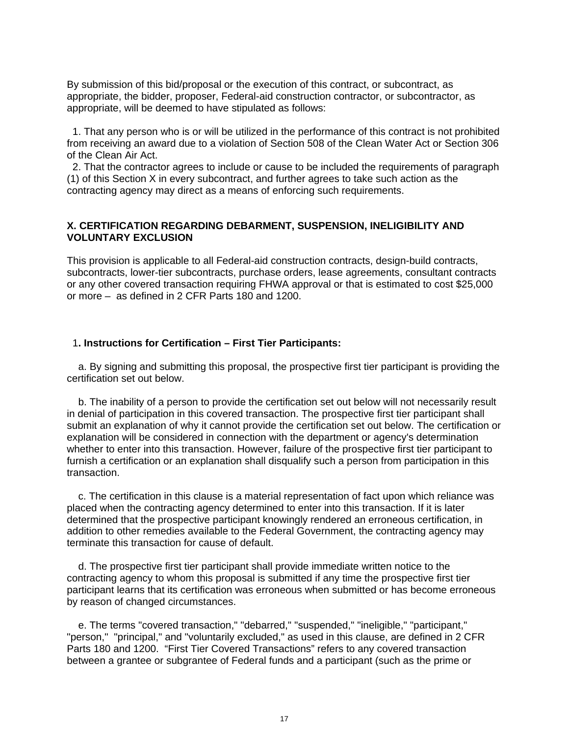By submission of this bid/proposal or the execution of this contract, or subcontract, as appropriate, the bidder, proposer, Federal-aid construction contractor, or subcontractor, as appropriate, will be deemed to have stipulated as follows:

1. That any person who is or will be utilized in the performance of this contract is not prohibited from receiving an award due to a violation of Section 508 of the Clean Water Act or Section 306 of the Clean Air Act.

2. That the contractor agrees to include or cause to be included the requirements of paragraph (1) of this Section X in every subcontract, and further agrees to take such action as the contracting agency may direct as a means of enforcing such requirements.

## X. CERTIFICATION REGARDING DEBARMENT, SUSPENSION, INELIGIBILITY AND VOLUNTARY EXCLUSION

This provision is applicable to all Federal-aid construction contracts, design-build contracts, subcontracts, lower-tier subcontracts, purchase orders, lease agreements, consultant contracts or any other covered transaction requiring FHWA approval or that is estimated to cost $25,000 or more – as defined in 2 CFR Parts 180 and 1200.

1**. Instructions for Certification – First Tier Participants:**

a. By signing and submitting this proposal, the prospective first tier participant is providing the certification set out below.

b. The inability of a person to provide the certification set out below will not necessarily result in denial of participation in this covered transaction. The prospective first tier participant shall submit an explanation of why it cannot provide the certification set out below. The certification or explanation will be considered in connection with the department or agency's determination whether to enter into this transaction. However, failure of the prospective first tier participant to furnish a certification or an explanation shall disqualify such a person from participation in this transaction.

c. The certification in this clause is a material representation of fact upon which reliance was placed when the contracting agency determined to enter into this transaction. If it is later determined that the prospective participant knowingly rendered an erroneous certification, in addition to other remedies available to the Federal Government, the contracting agency may terminate this transaction for cause of default.

d. The prospective first tier participant shall provide immediate written notice to the contracting agency to whom this proposal is submitted if any time the prospective first tier participant learns that its certification was erroneous when submitted or has become erroneous by reason of changed circumstances.

e. The terms "covered transaction," "debarred," "suspended," "ineligible," "participant," "person," "principal," and "voluntarily excluded," as used in this clause, are defined in 2 CFR Parts 180 and 1200. “First Tier Covered Transactions” refers to any covered transaction between a grantee or subgrantee of Federal funds and a participant (such as the prime or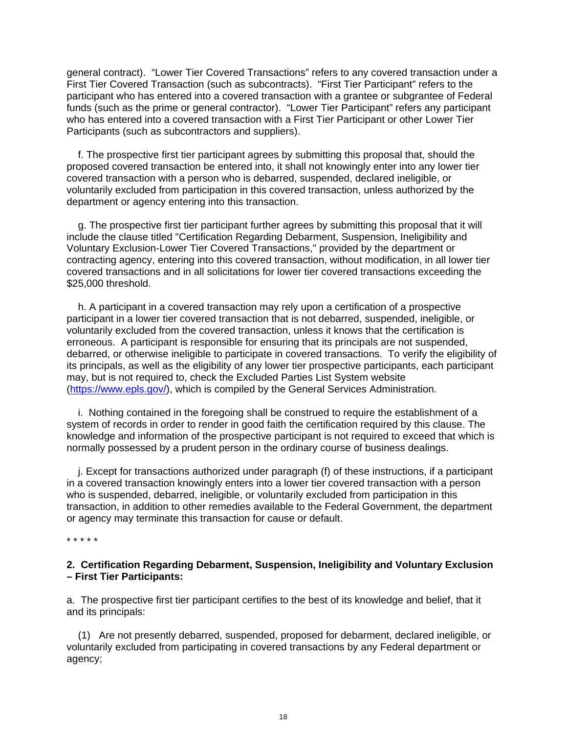general contract). "Lower Tier Covered Transactions" refers to any covered transaction under a First Tier Covered Transaction (such as subcontracts). "First Tier Participant" refers to the participant who has entered into a covered transaction with a grantee or subgrantee of Federal funds (such as the prime or general contractor). "Lower Tier Participant" refers any participant who has entered into a covered transaction with a First Tier Participant or other Lower Tier Participants (such as subcontractors and suppliers).

f. The prospective first tier participant agrees by submitting this proposal that, should the proposed covered transaction be entered into, it shall not knowingly enter into any lower tier covered transaction with a person who is debarred, suspended, declared ineligible, or voluntarily excluded from participation in this covered transaction, unless authorized by the department or agency entering into this transaction.

g. The prospective first tier participant further agrees by submitting this proposal that it will include the clause titled "Certification Regarding Debarment, Suspension, Ineligibility and Voluntary Exclusion-Lower Tier Covered Transactions," provided by the department or contracting agency, entering into this covered transaction, without modification, in all lower tier covered transactions and in all solicitations for lower tier covered transactions exceeding the $25,000 threshold.

h. A participant in a covered transaction may rely upon a certification of a prospective participant in a lower tier covered transaction that is not debarred, suspended, ineligible, or voluntarily excluded from the covered transaction, unless it knows that the certification is erroneous. A participant is responsible for ensuring that its principals are not suspended, debarred, or otherwise ineligible to participate in covered transactions. To verify the eligibility of its principals, as well as the eligibility of any lower tier prospective participants, each participant may, but is not required to, check the Excluded Parties List System website (https://www.epls.gov/), which is compiled by the General Services Administration.

i. Nothing contained in the foregoing shall be construed to require the establishment of a system of records in order to render in good faith the certification required by this clause. The knowledge and information of the prospective participant is not required to exceed that which is normally possessed by a prudent person in the ordinary course of business dealings.

j. Except for transactions authorized under paragraph (f) of these instructions, if a participant in a covered transaction knowingly enters into a lower tier covered transaction with a person who is suspended, debarred, ineligible, or voluntarily excluded from participation in this transaction, in addition to other remedies available to the Federal Government, the department or agency may terminate this transaction for cause or default.

* * * * *

**2. Certification Regarding Debarment, Suspension, Ineligibility and Voluntary Exclusion – First Tier Participants:**

a. The prospective first tier participant certifies to the best of its knowledge and belief, that it and its principals:

(1) Are not presently debarred, suspended, proposed for debarment, declared ineligible, or voluntarily excluded from participating in covered transactions by any Federal department or agency;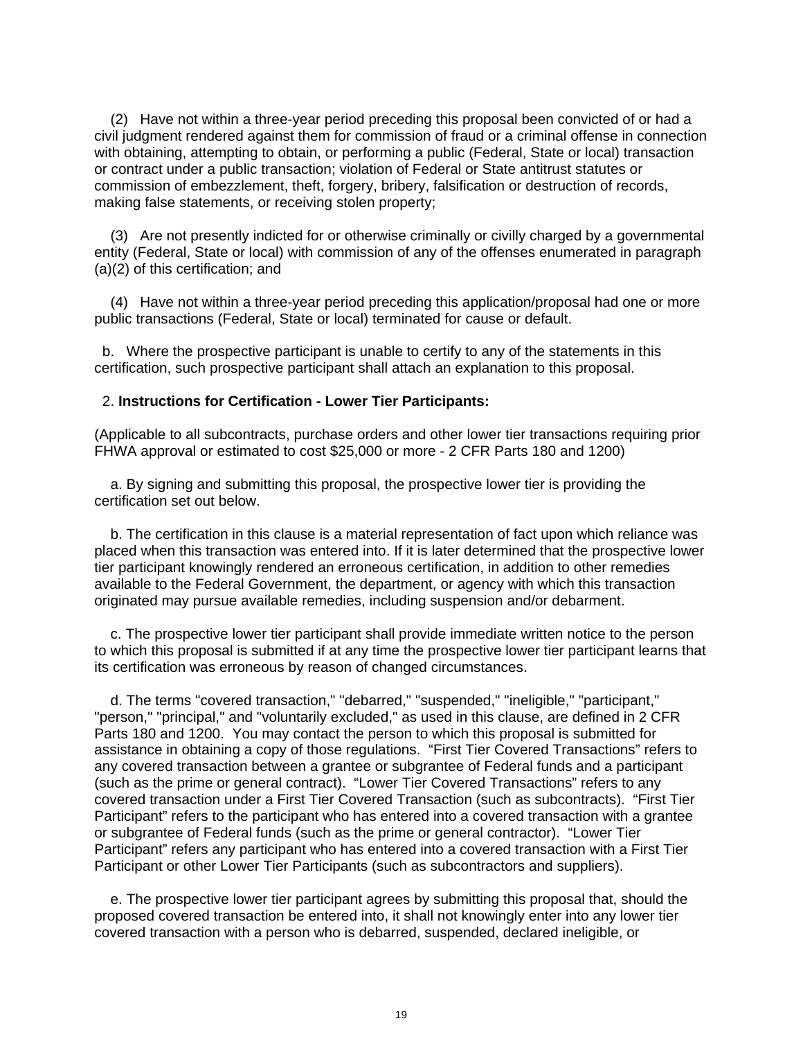(2) Have not within a three-year period preceding this proposal been convicted of or had a civil judgment rendered against them for commission of fraud or a criminal offense in connection with obtaining, attempting to obtain, or performing a public (Federal, State or local) transaction or contract under a public transaction; violation of Federal or State antitrust statutes or commission of embezzlement, theft, forgery, bribery, falsification or destruction of records, making false statements, or receiving stolen property;

(3) Are not presently indicted for or otherwise criminally or civilly charged by a governmental entity (Federal, State or local) with commission of any of the offenses enumerated in paragraph (a)(2) of this certification; and

(4) Have not within a three-year period preceding this application/proposal had one or more public transactions (Federal, State or local) terminated for cause or default.

b. Where the prospective participant is unable to certify to any of the statements in this certification, such prospective participant shall attach an explanation to this proposal.

2. **Instructions for Certification - Lower Tier Participants:**

(Applicable to all subcontracts, purchase orders and other lower tier transactions requiring prior FHWA approval or estimated to cost $25,000 or more - 2 CFR Parts 180 and 1200)

a. By signing and submitting this proposal, the prospective lower tier is providing the certification set out below.

b. The certification in this clause is a material representation of fact upon which reliance was placed when this transaction was entered into. If it is later determined that the prospective lower tier participant knowingly rendered an erroneous certification, in addition to other remedies available to the Federal Government, the department, or agency with which this transaction originated may pursue available remedies, including suspension and/or debarment.

c. The prospective lower tier participant shall provide immediate written notice to the person to which this proposal is submitted if at any time the prospective lower tier participant learns that its certification was erroneous by reason of changed circumstances.

d. The terms "covered transaction," "debarred," "suspended," "ineligible," "participant," "person," "principal," and "voluntarily excluded," as used in this clause, are defined in 2 CFR Parts 180 and 1200. You may contact the person to which this proposal is submitted for assistance in obtaining a copy of those regulations. "First Tier Covered Transactions" refers to any covered transaction between a grantee or subgrantee of Federal funds and a participant (such as the prime or general contract). "Lower Tier Covered Transactions" refers to any covered transaction under a First Tier Covered Transaction (such as subcontracts). "First Tier Participant" refers to the participant who has entered into a covered transaction with a grantee or subgrantee of Federal funds (such as the prime or general contractor). "Lower Tier Participant" refers any participant who has entered into a covered transaction with a First Tier Participant or other Lower Tier Participants (such as subcontractors and suppliers).

e. The prospective lower tier participant agrees by submitting this proposal that, should the proposed covered transaction be entered into, it shall not knowingly enter into any lower tier covered transaction with a person who is debarred, suspended, declared ineligible, or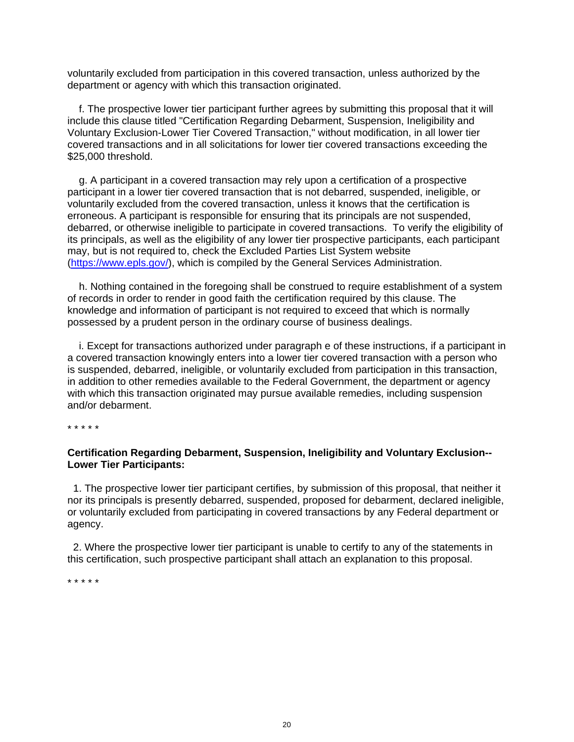voluntarily excluded from participation in this covered transaction, unless authorized by the department or agency with which this transaction originated.

f. The prospective lower tier participant further agrees by submitting this proposal that it will include this clause titled "Certification Regarding Debarment, Suspension, Ineligibility and Voluntary Exclusion-Lower Tier Covered Transaction," without modification, in all lower tier covered transactions and in all solicitations for lower tier covered transactions exceeding the $25,000 threshold.

g. A participant in a covered transaction may rely upon a certification of a prospective participant in a lower tier covered transaction that is not debarred, suspended, ineligible, or voluntarily excluded from the covered transaction, unless it knows that the certification is erroneous. A participant is responsible for ensuring that its principals are not suspended, debarred, or otherwise ineligible to participate in covered transactions. To verify the eligibility of its principals, as well as the eligibility of any lower tier prospective participants, each participant may, but is not required to, check the Excluded Parties List System website ([https://www.epls.gov/](https://www.epls.gov/)), which is compiled by the General Services Administration.

h. Nothing contained in the foregoing shall be construed to require establishment of a system of records in order to render in good faith the certification required by this clause. The knowledge and information of participant is not required to exceed that which is normally possessed by a prudent person in the ordinary course of business dealings.

i. Except for transactions authorized under paragraph e of these instructions, if a participant in a covered transaction knowingly enters into a lower tier covered transaction with a person who is suspended, debarred, ineligible, or voluntarily excluded from participation in this transaction, in addition to other remedies available to the Federal Government, the department or agency with which this transaction originated may pursue available remedies, including suspension and/or debarment.

* * * * *

**Certification Regarding Debarment, Suspension, Ineligibility and Voluntary Exclusion--Lower Tier Participants:**

1. The prospective lower tier participant certifies, by submission of this proposal, that neither it nor its principals is presently debarred, suspended, proposed for debarment, declared ineligible, or voluntarily excluded from participating in covered transactions by any Federal department or agency.

2. Where the prospective lower tier participant is unable to certify to any of the statements in this certification, such prospective participant shall attach an explanation to this proposal.

* * * * *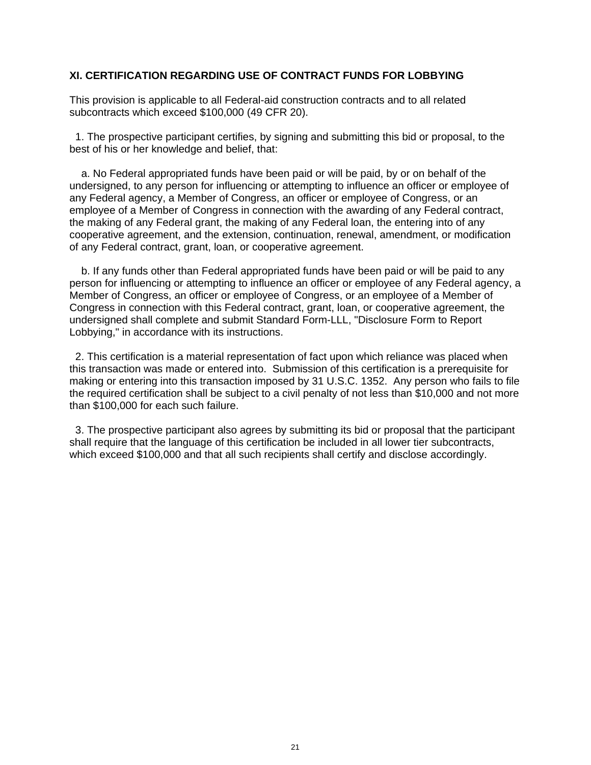## XI. CERTIFICATION REGARDING USE OF CONTRACT FUNDS FOR LOBBYING

This provision is applicable to all Federal-aid construction contracts and to all related subcontracts which exceed $100,000 (49 CFR 20).

1. The prospective participant certifies, by signing and submitting this bid or proposal, to the best of his or her knowledge and belief, that:

   a. No Federal appropriated funds have been paid or will be paid, by or on behalf of the undersigned, to any person for influencing or attempting to influence an officer or employee of any Federal agency, a Member of Congress, an officer or employee of Congress, or an employee of a Member of Congress in connection with the awarding of any Federal contract, the making of any Federal grant, the making of any Federal loan, the entering into of any cooperative agreement, and the extension, continuation, renewal, amendment, or modification of any Federal contract, grant, loan, or cooperative agreement.

   b. If any funds other than Federal appropriated funds have been paid or will be paid to any person for influencing or attempting to influence an officer or employee of any Federal agency, a Member of Congress, an officer or employee of Congress, or an employee of a Member of Congress in connection with this Federal contract, grant, loan, or cooperative agreement, the undersigned shall complete and submit Standard Form-LLL, "Disclosure Form to Report Lobbying," in accordance with its instructions.

2. This certification is a material representation of fact upon which reliance was placed when this transaction was made or entered into. Submission of this certification is a prerequisite for making or entering into this transaction imposed by 31 U.S.C. 1352. Any person who fails to file the required certification shall be subject to a civil penalty of not less than $10,000 and not more than $100,000 for each such failure.

3. The prospective participant also agrees by submitting its bid or proposal that the participant shall require that the language of this certification be included in all lower tier subcontracts, which exceed $100,000 and that all such recipients shall certify and disclose accordingly.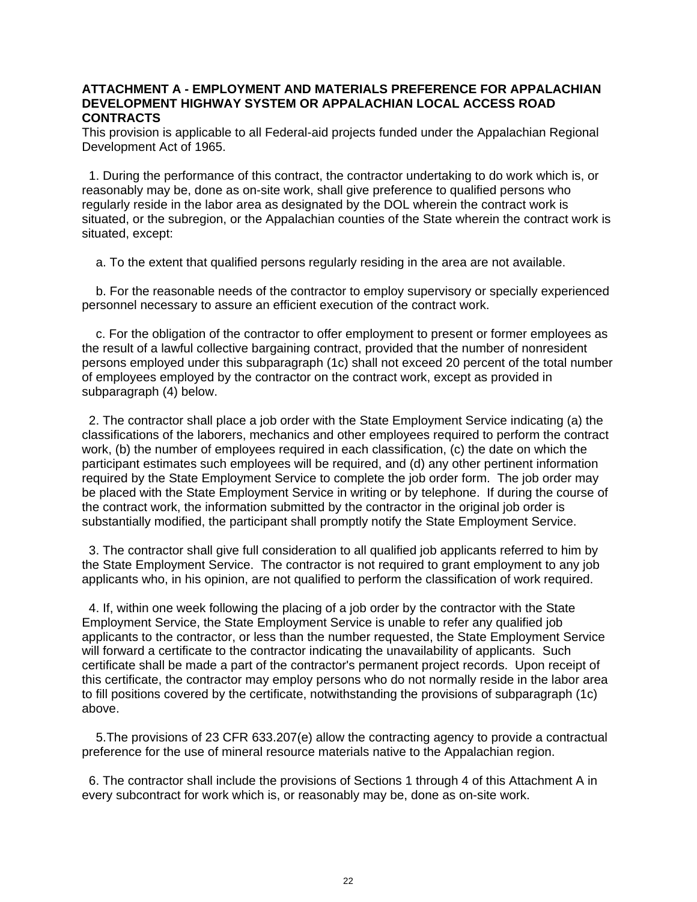**ATTACHMENT A - EMPLOYMENT AND MATERIALS PREFERENCE FOR APPALACHIAN DEVELOPMENT HIGHWAY SYSTEM OR APPALACHIAN LOCAL ACCESS ROAD CONTRACTS**

This provision is applicable to all Federal-aid projects funded under the Appalachian Regional Development Act of 1965.

1. During the performance of this contract, the contractor undertaking to do work which is, or reasonably may be, done as on-site work, shall give preference to qualified persons who regularly reside in the labor area as designated by the DOL wherein the contract work is situated, or the subregion, or the Appalachian counties of the State wherein the contract work is situated, except:

   a. To the extent that qualified persons regularly residing in the area are not available.

   b. For the reasonable needs of the contractor to employ supervisory or specially experienced personnel necessary to assure an efficient execution of the contract work.

   c. For the obligation of the contractor to offer employment to present or former employees as the result of a lawful collective bargaining contract, provided that the number of nonresident persons employed under this subparagraph (1c) shall not exceed 20 percent of the total number of employees employed by the contractor on the contract work, except as provided in subparagraph (4) below.

2. The contractor shall place a job order with the State Employment Service indicating (a) the classifications of the laborers, mechanics and other employees required to perform the contract work, (b) the number of employees required in each classification, (c) the date on which the participant estimates such employees will be required, and (d) any other pertinent information required by the State Employment Service to complete the job order form. The job order may be placed with the State Employment Service in writing or by telephone. If during the course of the contract work, the information submitted by the contractor in the original job order is substantially modified, the participant shall promptly notify the State Employment Service.

3. The contractor shall give full consideration to all qualified job applicants referred to him by the State Employment Service. The contractor is not required to grant employment to any job applicants who, in his opinion, are not qualified to perform the classification of work required.

4. If, within one week following the placing of a job order by the contractor with the State Employment Service, the State Employment Service is unable to refer any qualified job applicants to the contractor, or less than the number requested, the State Employment Service will forward a certificate to the contractor indicating the unavailability of applicants. Such certificate shall be made a part of the contractor's permanent project records. Upon receipt of this certificate, the contractor may employ persons who do not normally reside in the labor area to fill positions covered by the certificate, notwithstanding the provisions of subparagraph (1c) above.

5. The provisions of 23 CFR 633.207(e) allow the contracting agency to provide a contractual preference for the use of mineral resource materials native to the Appalachian region.

6. The contractor shall include the provisions of Sections 1 through 4 of this Attachment A in every subcontract for work which is, or reasonably may be, done as on-site work.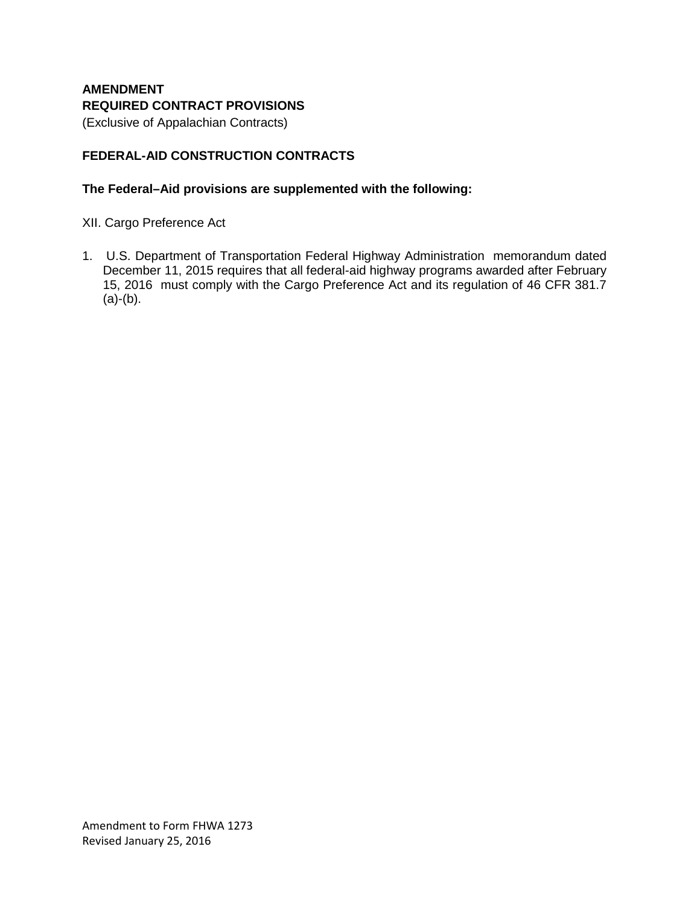**AMENDMENT**
**REQUIRED CONTRACT PROVISIONS**
(Exclusive of Appalachian Contracts)

**FEDERAL-AID CONSTRUCTION CONTRACTS**

**The Federal–Aid provisions are supplemented with the following:**

XII. Cargo Preference Act

1. U.S. Department of Transportation Federal Highway Administration memorandum dated December 11, 2015 requires that all federal-aid highway programs awarded after February 15, 2016 must comply with the Cargo Preference Act and its regulation of 46 CFR 381.7 (a)-(b).

Amendment to Form FHWA 1273
Revised January 25, 2016